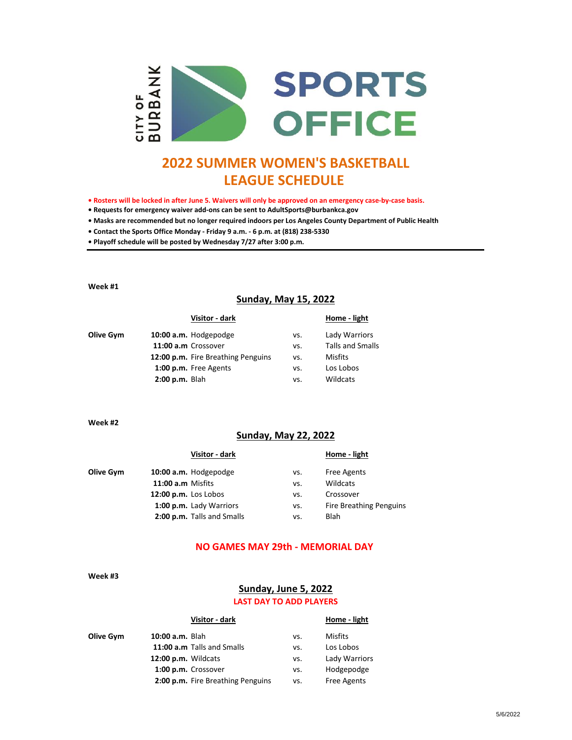CITY OF BURBANK **SPORTS OFFICE**

# 2022 SUMMER WOMEN'S BASKETBALL LEAGUE SCHEDULE

- **Rosters will be locked in after June 5. Waivers will only be approved on an emergency case-by-case basis.**
- **Requests for emergency waiver add-ons can be sent to AdultSports@burbankca.gov**
- **Masks are recommended but no longer required indoors per Los Angeles County Department of Public Health**
- **Contact the Sports Office Monday - Friday 9 a.m. - 6 p.m. at (818) 238-5330**
- **Playoff schedule will be posted by Wednesday 7/27 after 3:00 p.m.**

---

**Week #1**

## Sunday, May 15, 2022

| | Time | Visitor - dark | | Home - light |
|---|---|---|---|---|
| **Olive Gym** | **10:00 a.m.** | Hodgepodge | vs. | Lady Warriors |
| | **11:00 a.m** | Crossover | vs. | Talls and Smalls |
| | **12:00 p.m.** | Fire Breathing Penguins | vs. | Misfits |
| | **1:00 p.m.** | Free Agents | vs. | Los Lobos |
| | **2:00 p.m.** | Blah | vs. | Wildcats |

**Week #2**

## Sunday, May 22, 2022

| | Time | Visitor - dark | | Home - light |
|---|---|---|---|---|
| **Olive Gym** | **10:00 a.m.** | Hodgepodge | vs. | Free Agents |
| | **11:00 a.m** | Misfits | vs. | Wildcats |
| | **12:00 p.m.** | Los Lobos | vs. | Crossover |
| | **1:00 p.m.** | Lady Warriors | vs. | Fire Breathing Penguins |
| | **2:00 p.m.** | Talls and Smalls | vs. | Blah |

**NO GAMES MAY 29th - MEMORIAL DAY**

**Week #3**

## Sunday, June 5, 2022

**LAST DAY TO ADD PLAYERS**

| | Time | Visitor - dark | | Home - light |
|---|---|---|---|---|
| **Olive Gym** | **10:00 a.m.** | Blah | vs. | Misfits |
| | **11:00 a.m** | Talls and Smalls | vs. | Los Lobos |
| | **12:00 p.m.** | Wildcats | vs. | Lady Warriors |
| | **1:00 p.m.** | Crossover | vs. | Hodgepodge |
| | **2:00 p.m.** | Fire Breathing Penguins | vs. | Free Agents |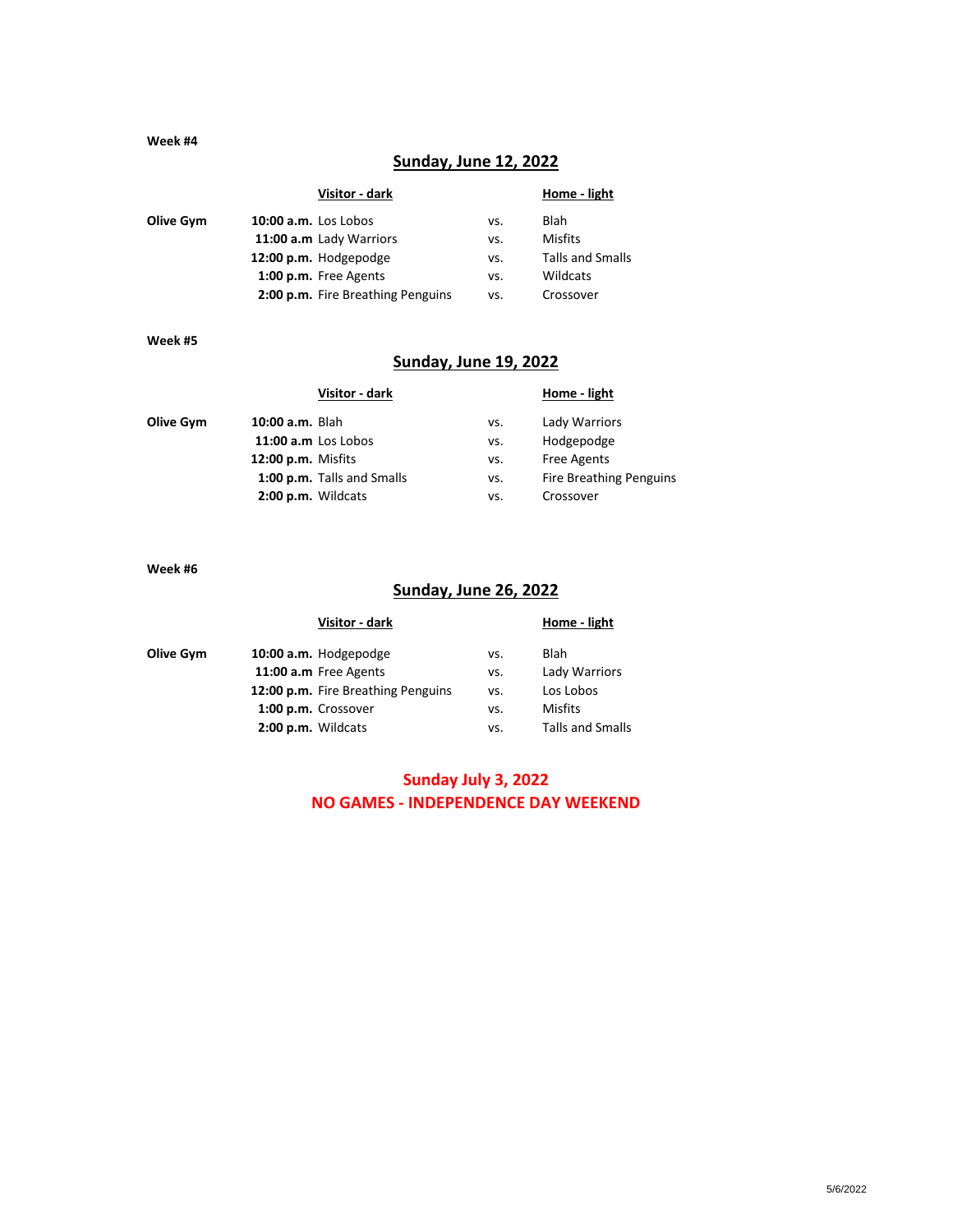**Week #4**

## Sunday, June 12, 2022

| | Time | Visitor - dark | | Home - light |
|---|---|---|---|---|
| **Olive Gym** | **10:00 a.m.** | Los Lobos | vs. | Blah |
| | **11:00 a.m** | Lady Warriors | vs. | Misfits |
| | **12:00 p.m.** | Hodgepodge | vs. | Talls and Smalls |
| | **1:00 p.m.** | Free Agents | vs. | Wildcats |
| | **2:00 p.m.** | Fire Breathing Penguins | vs. | Crossover |

**Week #5**

## Sunday, June 19, 2022

| | Time | Visitor - dark | | Home - light |
|---|---|---|---|---|
| **Olive Gym** | **10:00 a.m.** | Blah | vs. | Lady Warriors |
| | **11:00 a.m** | Los Lobos | vs. | Hodgepodge |
| | **12:00 p.m.** | Misfits | vs. | Free Agents |
| | **1:00 p.m.** | Talls and Smalls | vs. | Fire Breathing Penguins |
| | **2:00 p.m.** | Wildcats | vs. | Crossover |

**Week #6**

## Sunday, June 26, 2022

| | Time | Visitor - dark | | Home - light |
|---|---|---|---|---|
| **Olive Gym** | **10:00 a.m.** | Hodgepodge | vs. | Blah |
| | **11:00 a.m** | Free Agents | vs. | Lady Warriors |
| | **12:00 p.m.** | Fire Breathing Penguins | vs. | Los Lobos |
| | **1:00 p.m.** | Crossover | vs. | Misfits |
| | **2:00 p.m.** | Wildcats | vs. | Talls and Smalls |

**Sunday July 3, 2022**

**NO GAMES - INDEPENDENCE DAY WEEKEND**

5/6/2022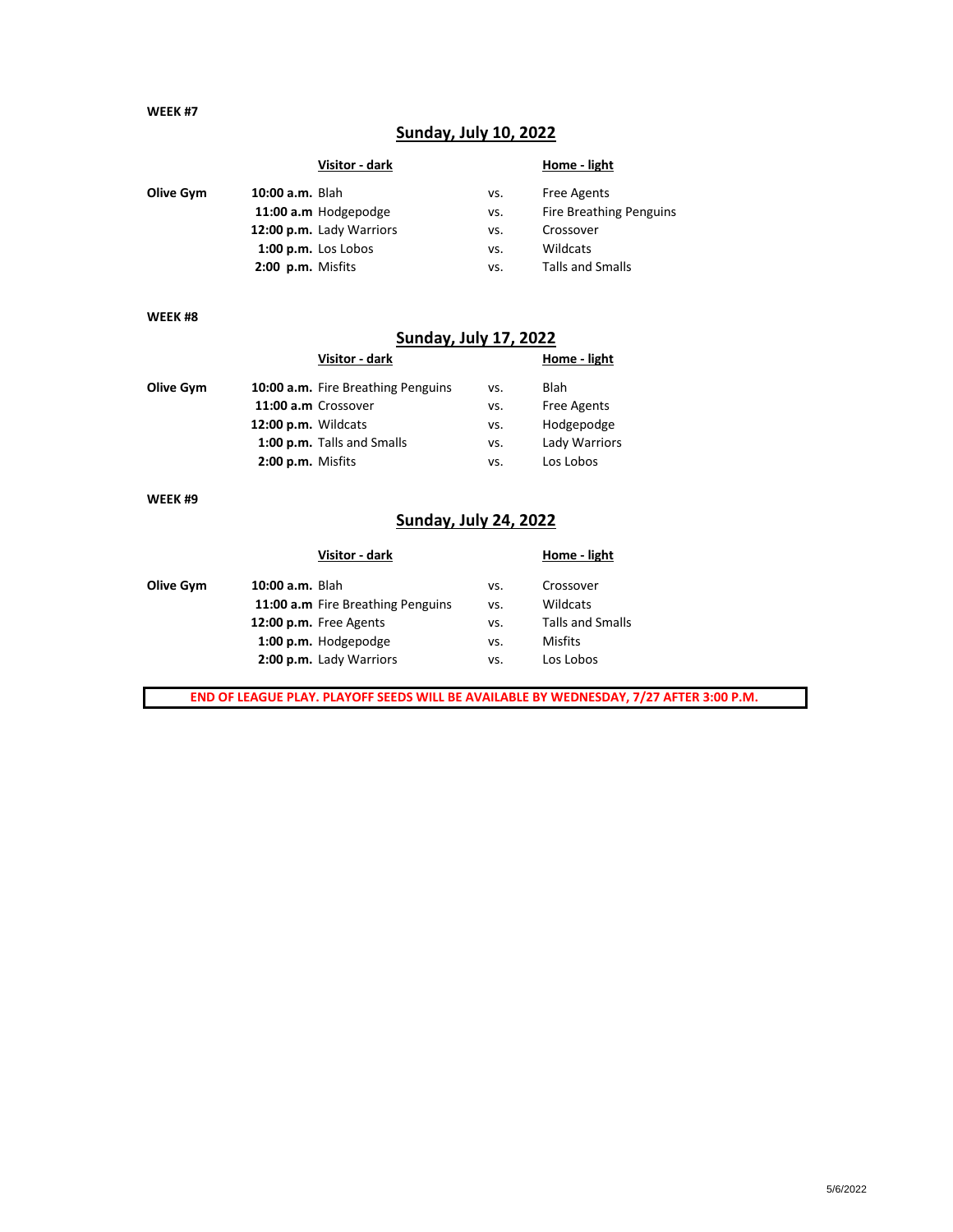**WEEK #7**

## Sunday, July 10, 2022

| | | Visitor - dark | | Home - light |
|---|---|---|---|---|
| **Olive Gym** | **10:00 a.m.** | Blah | vs. | Free Agents |
| | **11:00 a.m** | Hodgepodge | vs. | Fire Breathing Penguins |
| | **12:00 p.m.** | Lady Warriors | vs. | Crossover |
| | **1:00 p.m.** | Los Lobos | vs. | Wildcats |
| | **2:00 p.m.** | Misfits | vs. | Talls and Smalls |

**WEEK #8**

## Sunday, July 17, 2022

| | | Visitor - dark | | Home - light |
|---|---|---|---|---|
| **Olive Gym** | **10:00 a.m.** | Fire Breathing Penguins | vs. | Blah |
| | **11:00 a.m** | Crossover | vs. | Free Agents |
| | **12:00 p.m.** | Wildcats | vs. | Hodgepodge |
| | **1:00 p.m.** | Talls and Smalls | vs. | Lady Warriors |
| | **2:00 p.m.** | Misfits | vs. | Los Lobos |

**WEEK #9**

## Sunday, July 24, 2022

| | | Visitor - dark | | Home - light |
|---|---|---|---|---|
| **Olive Gym** | **10:00 a.m.** | Blah | vs. | Crossover |
| | **11:00 a.m** | Fire Breathing Penguins | vs. | Wildcats |
| | **12:00 p.m.** | Free Agents | vs. | Talls and Smalls |
| | **1:00 p.m.** | Hodgepodge | vs. | Misfits |
| | **2:00 p.m.** | Lady Warriors | vs. | Los Lobos |

**END OF LEAGUE PLAY. PLAYOFF SEEDS WILL BE AVAILABLE BY WEDNESDAY, 7/27 AFTER 3:00 P.M.**

5/6/2022